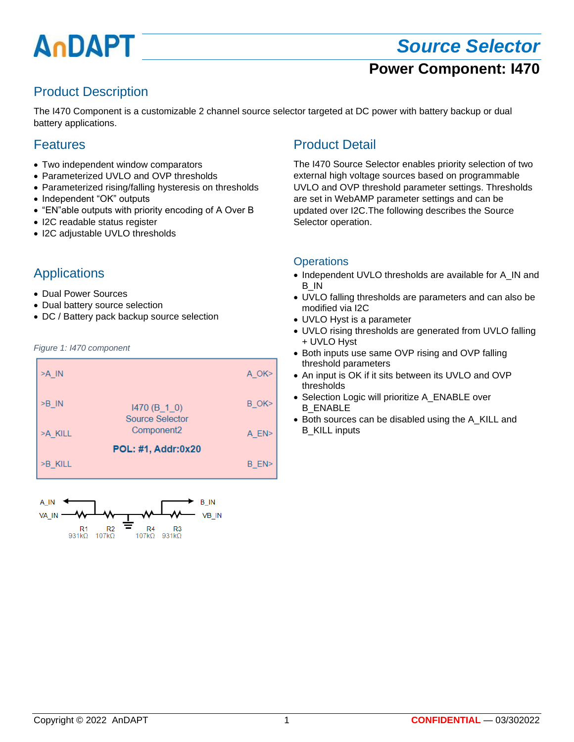# Source Selector

## Power Component: I470

## Product Description

The I470 Component is a customizable 2 channel source selector targeted at DC power with battery backup or dual battery applications.

## Features

- Two independent window comparators
- Parameterized UVLO and OVP thresholds
- Parameterized rising/falling hysteresis on thresholds
- Independent “OK” outputs
- “EN”able outputs with priority encoding of A Over B
- I2C readable status register
- I2C adjustable UVLO thresholds

## Applications

- Dual Power Sources
- Dual battery source selection
- DC / Battery pack backup source selection

*Figure 1: I470 component*

| >A_IN | | A_OK> |
|---|---|---|
| >B_IN | I470 (B_1_0) Source Selector Component2 | B_OK> |
| >A_KILL | | A_EN> |
| >B_KILL | **POL: #1, Addr:0x20** | B_EN> |

A_IN, VA_IN — R1 931kΩ, R2 107kΩ — GND — R4 107kΩ, R3 931kΩ — B_IN, VB_IN

## Product Detail

The I470 Source Selector enables priority selection of two external high voltage sources based on programmable UVLO and OVP threshold parameter settings. Thresholds are set in WebAMP parameter settings and can be updated over I2C.The following describes the Source Selector operation.

### Operations

- Independent UVLO thresholds are available for A_IN and B_IN
- UVLO falling thresholds are parameters and can also be modified via I2C
- UVLO Hyst is a parameter
- UVLO rising thresholds are generated from UVLO falling + UVLO Hyst
- Both inputs use same OVP rising and OVP falling threshold parameters
- An input is OK if it sits between its UVLO and OVP thresholds
- Selection Logic will prioritize A_ENABLE over B_ENABLE
- Both sources can be disabled using the A_KILL and B_KILL inputs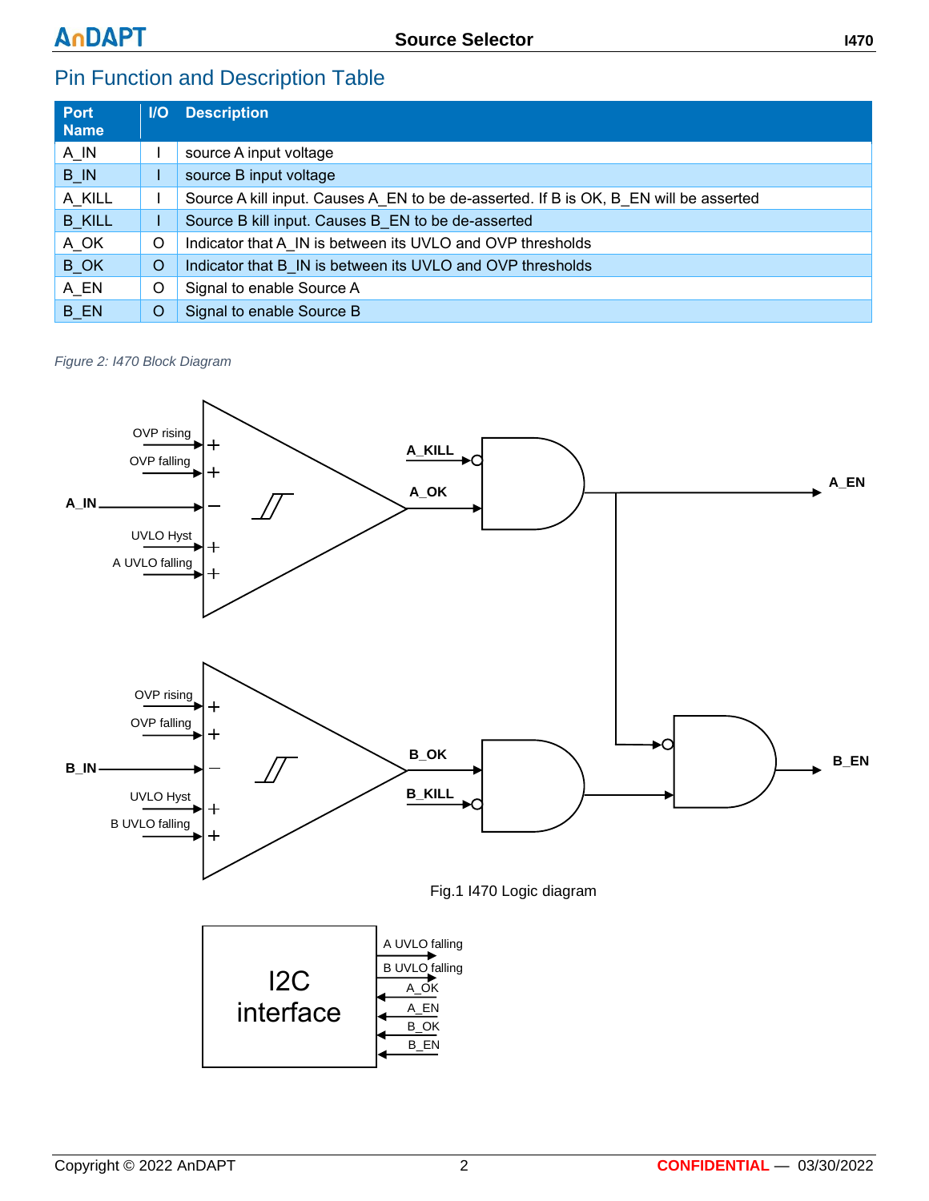## Pin Function and Description Table

| Port Name | I/O | Description |
|---|---|---|
| A_IN | I | source A input voltage |
| B_IN | I | source B input voltage |
| A_KILL | I | Source A kill input. Causes A_EN to be de-asserted. If B is OK, B_EN will be asserted |
| B_KILL | I | Source B kill input. Causes B_EN to be de-asserted |
| A_OK | O | Indicator that A_IN is between its UVLO and OVP thresholds |
| B_OK | O | Indicator that B_IN is between its UVLO and OVP thresholds |
| A_EN | O | Signal to enable Source A |
| B_EN | O | Signal to enable Source B |

*Figure 2: I470 Block Diagram*

Fig.1 I470 Logic diagram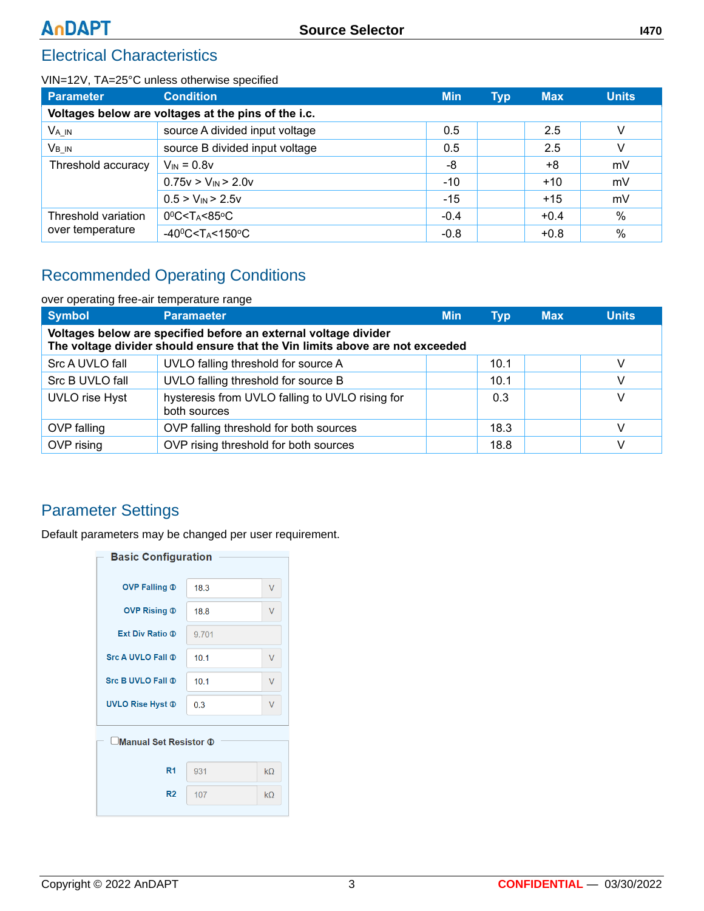## Electrical Characteristics

VIN=12V, TA=25°C unless otherwise specified

| Parameter | Condition | Min | Typ | Max | Units |
|---|---|---|---|---|---|
| **Voltages below are voltages at the pins of the i.c.** | | | | | |
| $V_{A\_IN}$ | source A divided input voltage | 0.5 | | 2.5 | V |
| $V_{B\_IN}$ | source B divided input voltage | 0.5 | | 2.5 | V |
| Threshold accuracy | $V_{IN}$ = 0.8v | -8 | | +8 | mV |
| | 0.75v > $V_{IN}$ > 2.0v | -10 | | +10 | mV |
| | 0.5 > $V_{IN}$ > 2.5v | -15 | | +15 | mV |
| Threshold variation over temperature | $0^0C<T_A<85^oC$ | -0.4 | | +0.4 | % |
| | $-40^0C<T_A<150^oC$ | -0.8 | | +0.8 | % |

## Recommended Operating Conditions

over operating free-air temperature range

| Symbol | Paramaeter | Min | Typ | Max | Units |
|---|---|---|---|---|---|
| **Voltages below are specified before an external voltage divider The voltage divider should ensure that the Vin limits above are not exceeded** | | | | | |
| Src A UVLO fall | UVLO falling threshold for source A | | 10.1 | | V |
| Src B UVLO fall | UVLO falling threshold for source B | | 10.1 | | V |
| UVLO rise Hyst | hysteresis from UVLO falling to UVLO rising for both sources | | 0.3 | | V |
| OVP falling | OVP falling threshold for both sources | | 18.3 | | V |
| OVP rising | OVP rising threshold for both sources | | 18.8 | | V |

## Parameter Settings

Default parameters may be changed per user requirement.

**Basic Configuration**

| Parameter | Value | Unit |
|---|---|---|
| OVP Falling | 18.3 | V |
| OVP Rising | 18.8 | V |
| Ext Div Ratio | 9.701 | |
| Src A UVLO Fall | 10.1 | V |
| Src B UVLO Fall | 10.1 | V |
| UVLO Rise Hyst | 0.3 | V |

**☐ Manual Set Resistor**

| Parameter | Value | Unit |
|---|---|---|
| R1 | 931 | kΩ |
| R2 | 107 | kΩ |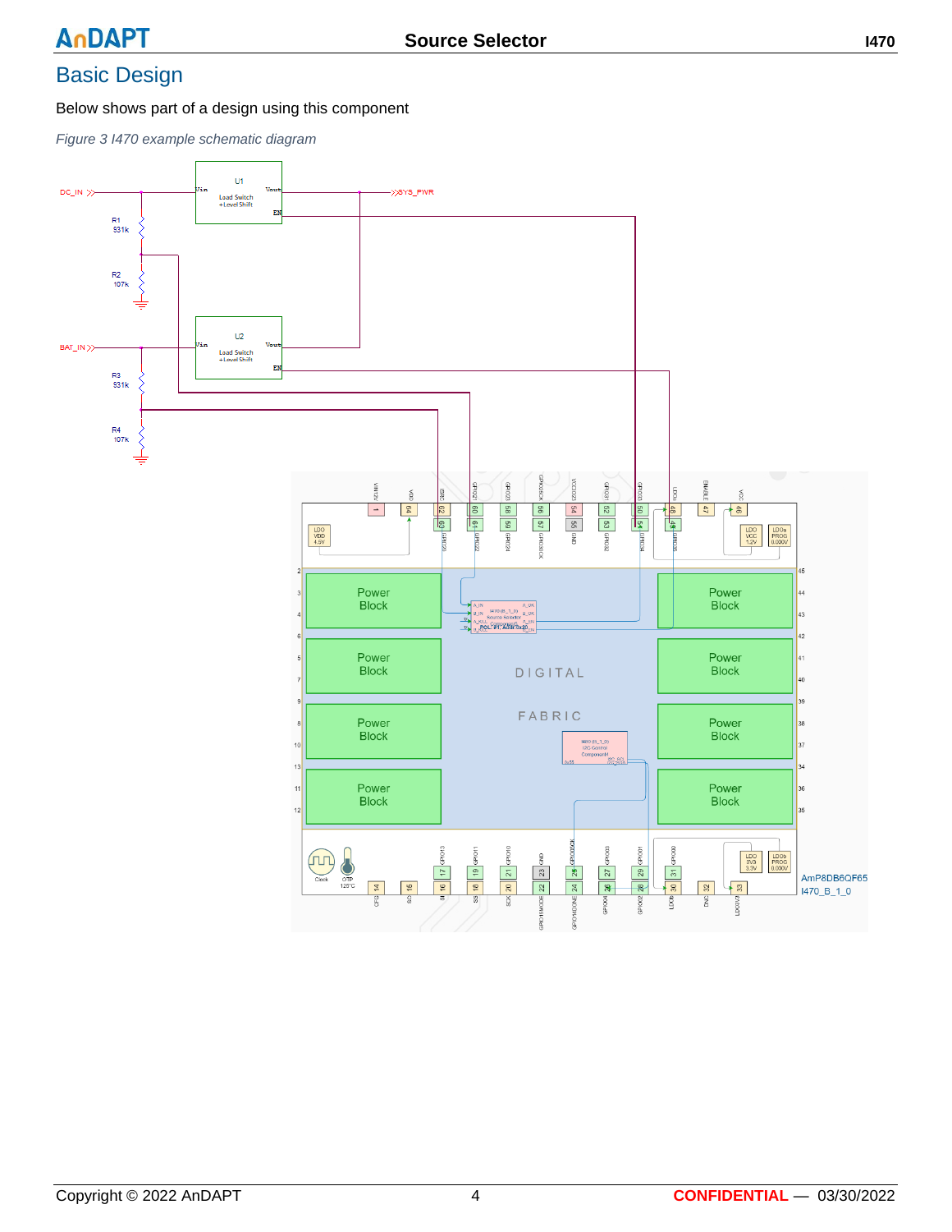## Basic Design

Below shows part of a design using this component

*Figure 3 I470 example schematic diagram*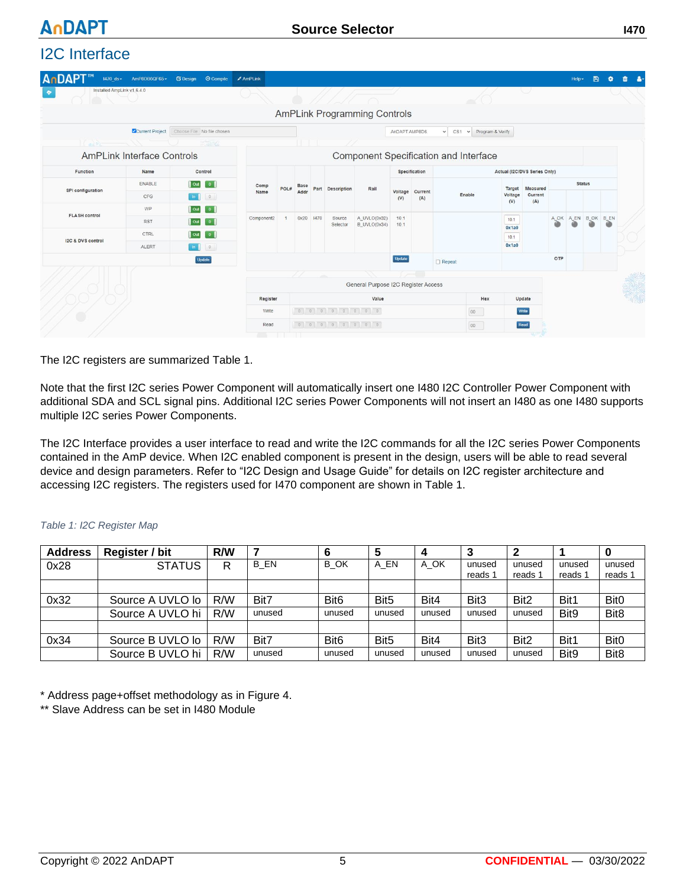## I2C Interface

The I2C registers are summarized Table 1.

Note that the first I2C series Power Component will automatically insert one I480 I2C Controller Power Component with additional SDA and SCL signal pins. Additional I2C series Power Components will not insert an I480 as one I480 supports multiple I2C series Power Components.

The I2C Interface provides a user interface to read and write the I2C commands for all the I2C series Power Components contained in the AmP device. When I2C enabled component is present in the design, users will be able to read several device and design parameters. Refer to "I2C Design and Usage Guide" for details on I2C register architecture and accessing I2C registers. The registers used for I470 component are shown in Table 1.

*Table 1: I2C Register Map*

| Address | Register / bit | R/W | 7 | 6 | 5 | 4 | 3 | 2 | 1 | 0 |
|---|---|---|---|---|---|---|---|---|---|---|
| 0x28 | STATUS | R | B_EN | B_OK | A_EN | A_OK | unused reads 1 | unused reads 1 | unused reads 1 | unused reads 1 |
| | | | | | | | | | | |
| 0x32 | Source A UVLO lo | R/W | Bit7 | Bit6 | Bit5 | Bit4 | Bit3 | Bit2 | Bit1 | Bit0 |
| | Source A UVLO hi | R/W | unused | unused | unused | unused | unused | unused | Bit9 | Bit8 |
| | | | | | | | | | | |
| 0x34 | Source B UVLO lo | R/W | Bit7 | Bit6 | Bit5 | Bit4 | Bit3 | Bit2 | Bit1 | Bit0 |
| | Source B UVLO hi | R/W | unused | unused | unused | unused | unused | unused | Bit9 | Bit8 |

* Address page+offset methodology as in Figure 4.
** Slave Address can be set in I480 Module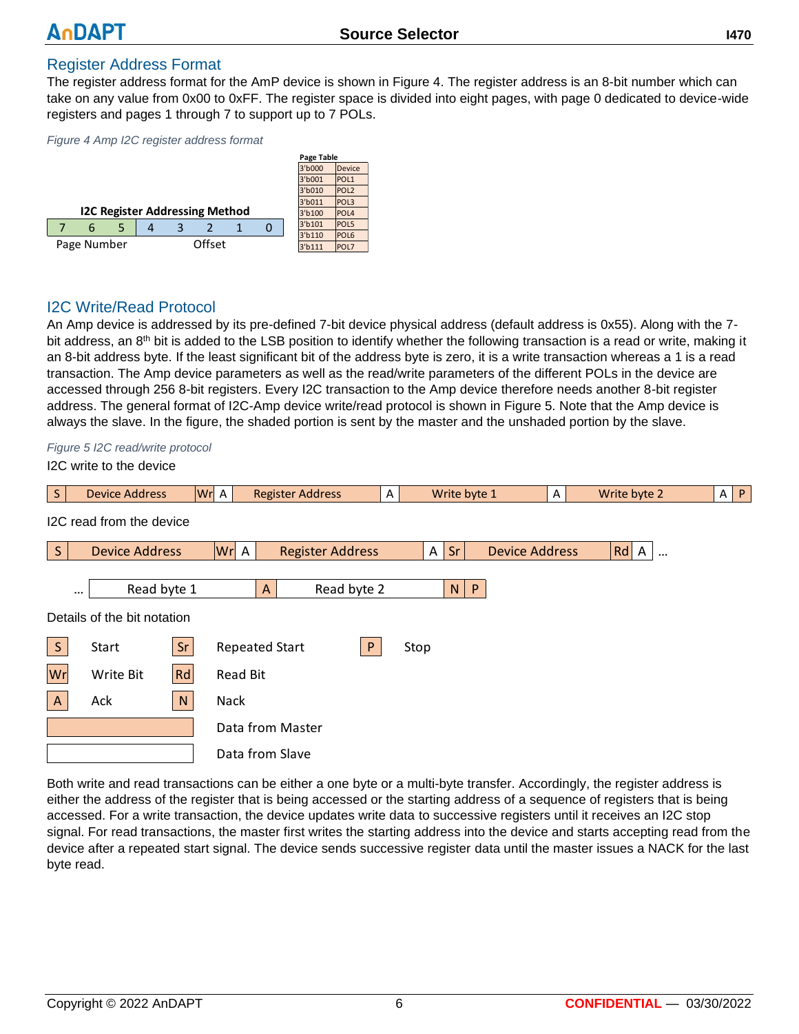## Register Address Format

The register address format for the AmP device is shown in Figure 4. The register address is an 8-bit number which can take on any value from 0x00 to 0xFF. The register space is divided into eight pages, with page 0 dedicated to device-wide registers and pages 1 through 7 to support up to 7 POLs.

*Figure 4 Amp I2C register address format*

**I2C Register Addressing Method**

| 7 | 6 | 5 | 4 | 3 | 2 | 1 | 0 |
|---|---|---|---|---|---|---|---|
| Page Number | | | Offset | | | | |

**Page Table**

| | |
|---|---|
| 3'b000 | Device |
| 3'b001 | POL1 |
| 3'b010 | POL2 |
| 3'b011 | POL3 |
| 3'b100 | POL4 |
| 3'b101 | POL5 |
| 3'b110 | POL6 |
| 3'b111 | POL7 |

## I2C Write/Read Protocol

An Amp device is addressed by its pre-defined 7-bit device physical address (default address is 0x55). Along with the 7-bit address, an 8th bit is added to the LSB position to identify whether the following transaction is a read or write, making it an 8-bit address byte. If the least significant bit of the address byte is zero, it is a write transaction whereas a 1 is a read transaction. The Amp device parameters as well as the read/write parameters of the different POLs in the device are accessed through 256 8-bit registers. Every I2C transaction to the Amp device therefore needs another 8-bit register address. The general format of I2C-Amp device write/read protocol is shown in Figure 5. Note that the Amp device is always the slave. In the figure, the shaded portion is sent by the master and the unshaded portion by the slave.

*Figure 5 I2C read/write protocol*

I2C write to the device

| S | Device Address | Wr | A | Register Address | A | Write byte 1 | A | Write byte 2 | A | P |
|---|---|---|---|---|---|---|---|---|---|---|

I2C read from the device

| S | Device Address | Wr | A | Register Address | A | Sr | Device Address | Rd | A | ... |
|---|---|---|---|---|---|---|---|---|---|---|

| ... | Read byte 1 | A | Read byte 2 | N | P |
|---|---|---|---|---|---|

Details of the bit notation

| | | | | | |
|---|---|---|---|---|---|
| S | Start | Sr | Repeated Start | P | Stop |
| Wr | Write Bit | Rd | Read Bit | | |
| A | Ack | N | Nack | | |
| (shaded) | | Data from Master | | | |
| (unshaded) | | Data from Slave | | | |

Both write and read transactions can be either a one byte or a multi-byte transfer. Accordingly, the register address is either the address of the register that is being accessed or the starting address of a sequence of registers that is being accessed. For a write transaction, the device updates write data to successive registers until it receives an I2C stop signal. For read transactions, the master first writes the starting address into the device and starts accepting read from the device after a repeated start signal. The device sends successive register data until the master issues a NACK for the last byte read.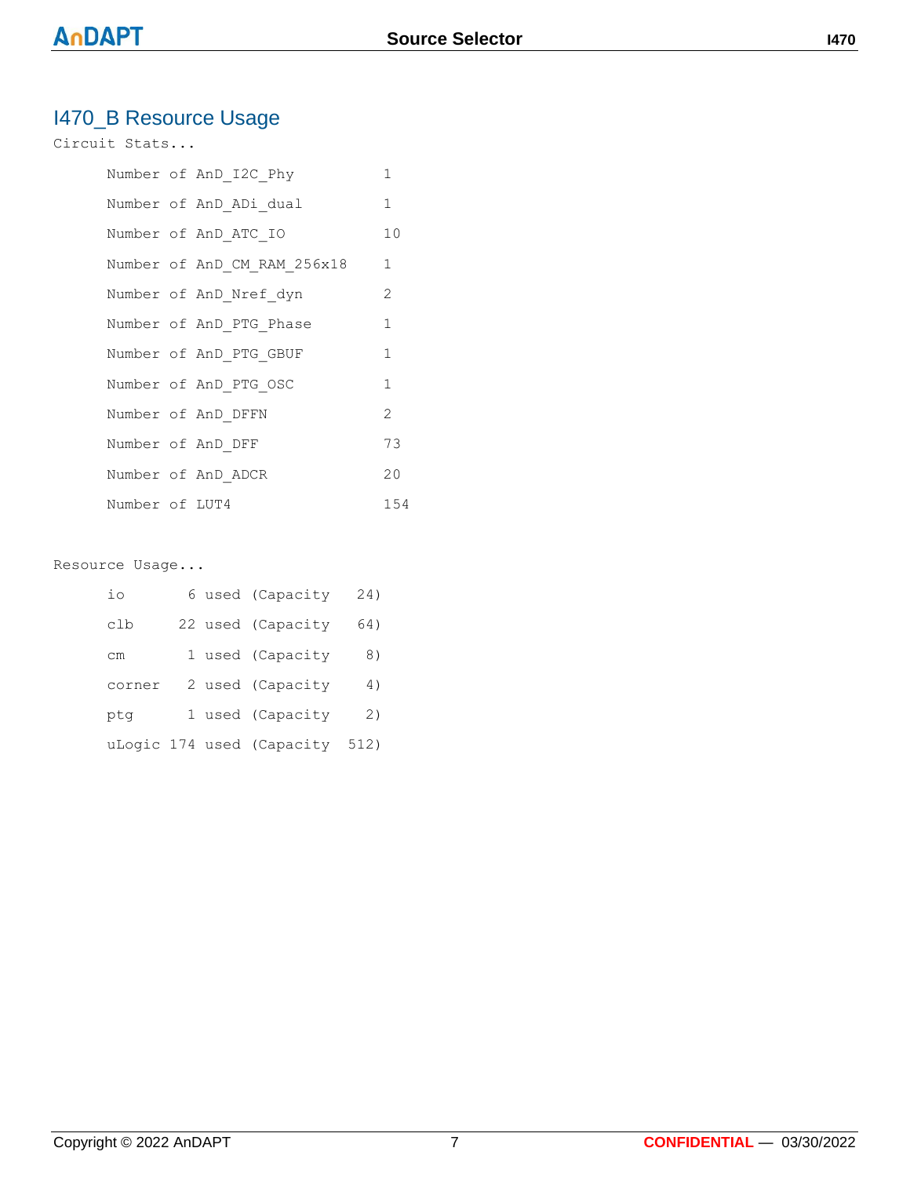## I470_B Resource Usage

```
Circuit Stats...

      Number of AnD_I2C_Phy          1
      Number of AnD_ADi_dual         1
      Number of AnD_ATC_IO           10
      Number of AnD_CM_RAM_256x18    1
      Number of AnD_Nref_dyn         2
      Number of AnD_PTG_Phase        1
      Number of AnD_PTG_GBUF         1
      Number of AnD_PTG_OSC          1
      Number of AnD_DFFN             2
      Number of AnD_DFF              73
      Number of AnD_ADCR             20
      Number of LUT4                 154


Resource Usage...

      io       6 used (Capacity   24)
      clb     22 used (Capacity   64)
      cm       1 used (Capacity    8)
      corner   2 used (Capacity    4)
      ptg      1 used (Capacity    2)
      uLogic 174 used (Capacity  512)
```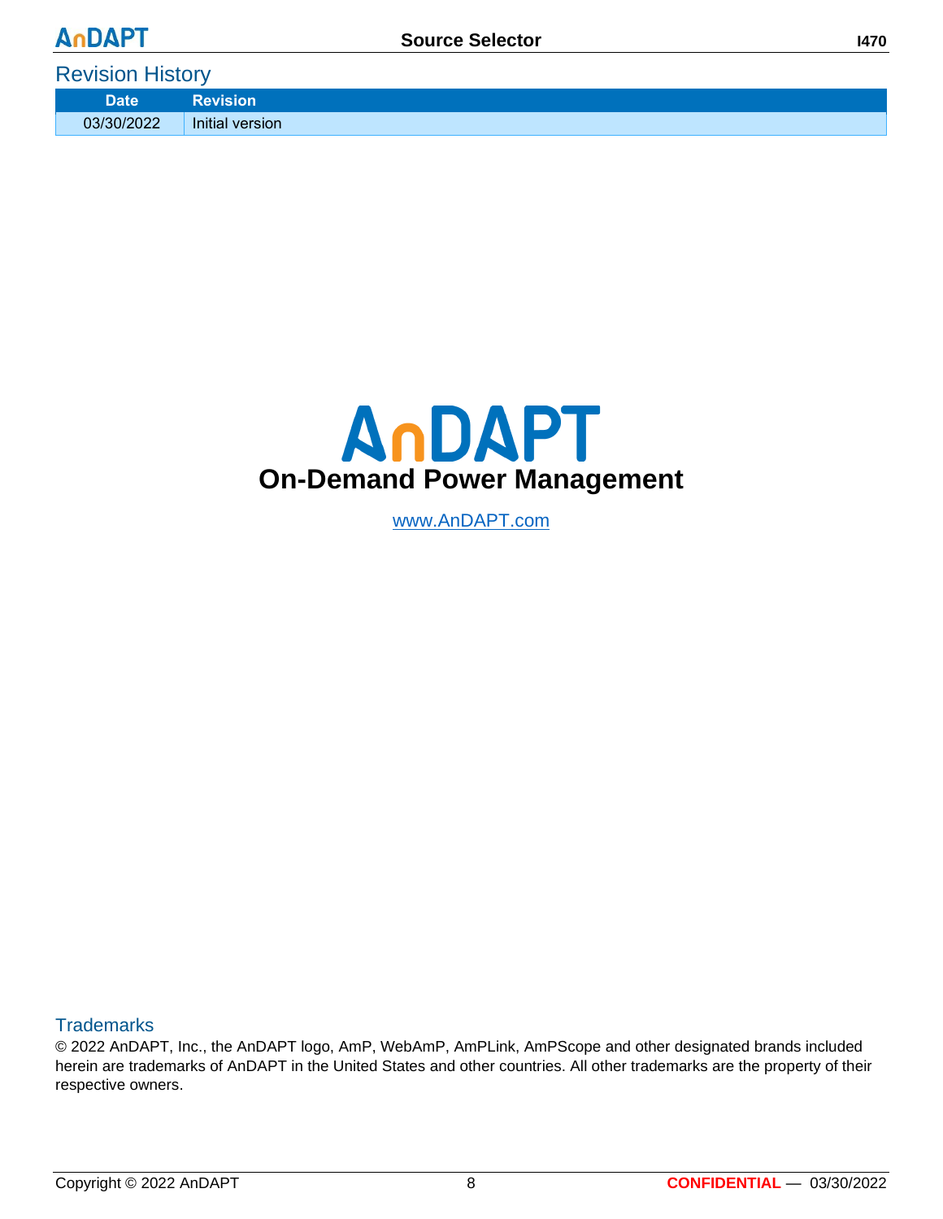## Revision History

| Date | Revision |
| --- | --- |
| 03/30/2022 | Initial version |

AnDAPT

**On-Demand Power Management**

www.AnDAPT.com

## Trademarks

© 2022 AnDAPT, Inc., the AnDAPT logo, AmP, WebAmP, AmPLink, AmPScope and other designated brands included herein are trademarks of AnDAPT in the United States and other countries. All other trademarks are the property of their respective owners.